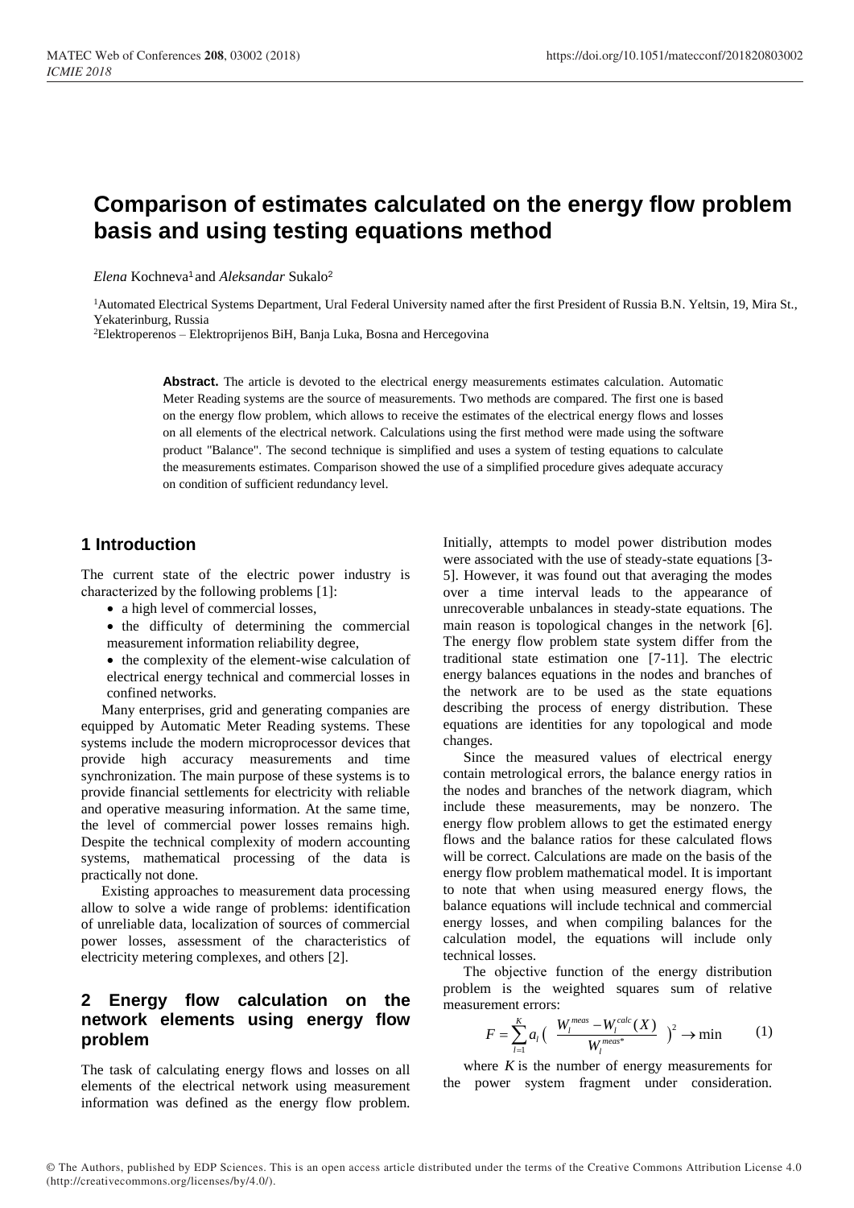# Comparison of estimates calculated on the energy flow problem basis and using testing equations method

*Elena* Kochneva[1] and *Aleksandar* Sukalo[2]

[1]Automated Electrical Systems Department, Ural Federal University named after the first President of Russia B.N. Yeltsin, 19, Mira St., Yekaterinburg, Russia

[2]Elektroperenos – Elektroprijenos BiH, Banja Luka, Bosna and Hercegovina

**Abstract.** The article is devoted to the electrical energy measurements estimates calculation. Automatic Meter Reading systems are the source of measurements. Two methods are compared. The first one is based on the energy flow problem, which allows to receive the estimates of the electrical energy flows and losses on all elements of the electrical network. Calculations using the first method were made using the software product "Balance". The second technique is simplified and uses a system of testing equations to calculate the measurements estimates. Comparison showed the use of a simplified procedure gives adequate accuracy on condition of sufficient redundancy level.

## 1 Introduction

The current state of the electric power industry is characterized by the following problems [1]:

- a high level of commercial losses,
- the difficulty of determining the commercial measurement information reliability degree,
- the complexity of the element-wise calculation of electrical energy technical and commercial losses in confined networks.

Many enterprises, grid and generating companies are equipped by Automatic Meter Reading systems. These systems include the modern microprocessor devices that provide high accuracy measurements and time synchronization. The main purpose of these systems is to provide financial settlements for electricity with reliable and operative measuring information. At the same time, the level of commercial power losses remains high. Despite the technical complexity of modern accounting systems, mathematical processing of the data is practically not done.

Existing approaches to measurement data processing allow to solve a wide range of problems: identification of unreliable data, localization of sources of commercial power losses, assessment of the characteristics of electricity metering complexes, and others [2].

## 2 Energy flow calculation on the network elements using energy flow problem

The task of calculating energy flows and losses on all elements of the electrical network using measurement information was defined as the energy flow problem. Initially, attempts to model power distribution modes were associated with the use of steady-state equations [3-5]. However, it was found out that averaging the modes over a time interval leads to the appearance of unrecoverable unbalances in steady-state equations. The main reason is topological changes in the network [6]. The energy flow problem state system differ from the traditional state estimation one [7-11]. The electric energy balances equations in the nodes and branches of the network are to be used as the state equations describing the process of energy distribution. These equations are identities for any topological and mode changes.

Since the measured values of electrical energy contain metrological errors, the balance energy ratios in the nodes and branches of the network diagram, which include these measurements, may be nonzero. The energy flow problem allows to get the estimated energy flows and the balance ratios for these calculated flows will be correct. Calculations are made on the basis of the energy flow problem mathematical model. It is important to note that when using measured energy flows, the balance equations will include technical and commercial energy losses, and when compiling balances for the calculation model, the equations will include only technical losses.

The objective function of the energy distribution problem is the weighted squares sum of relative measurement errors:

$$F = \sum_{l=1}^{K} a_l \left( \frac{W_l^{meas} - W_l^{calc}(X)}{W_l^{meas*}} \right)^2 \rightarrow \min \qquad (1)$$

where $K$ is the number of energy measurements for the power system fragment under consideration.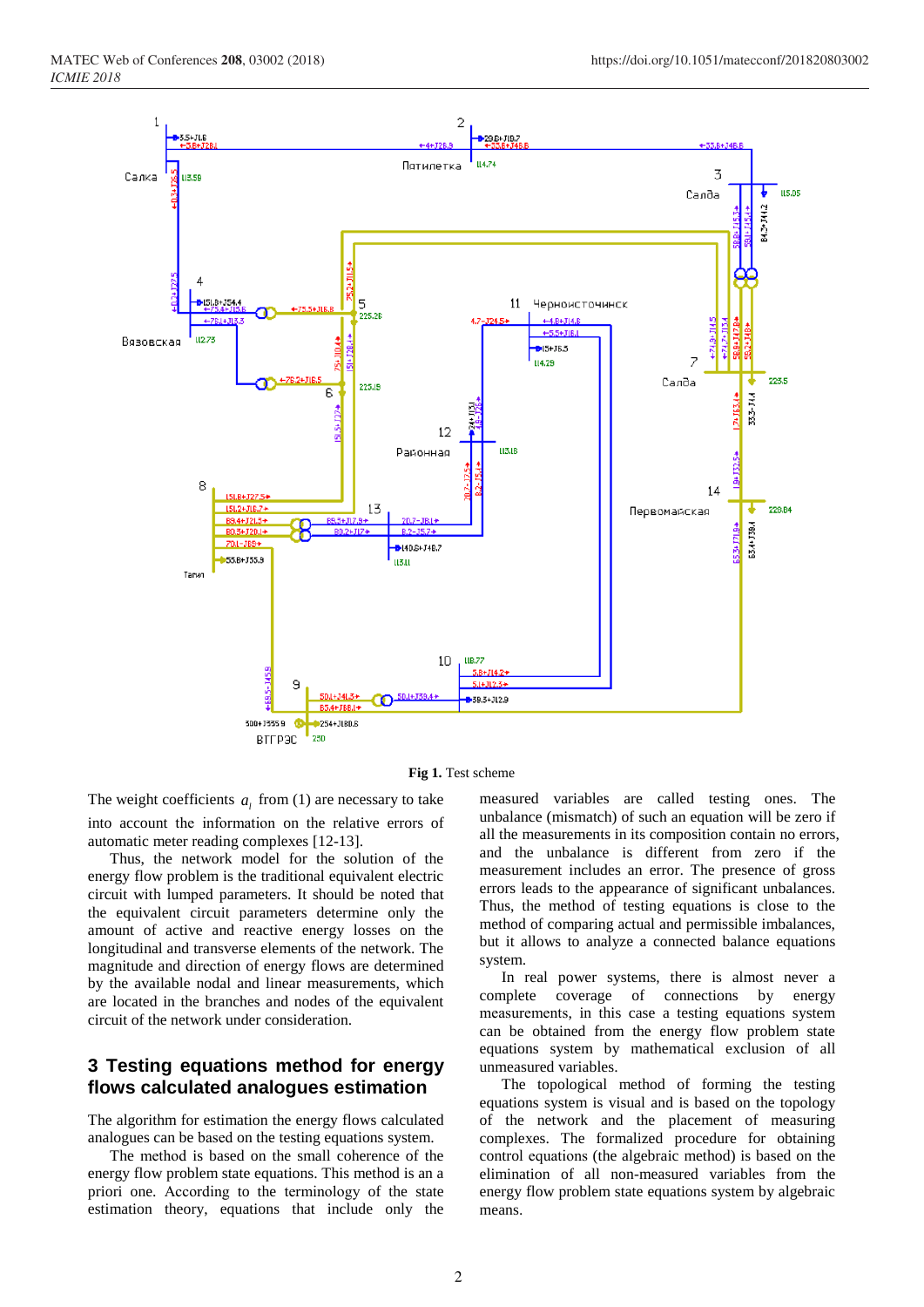Fig 1. Test scheme

The weight coefficients $a_i$ from (1) are necessary to take into account the information on the relative errors of automatic meter reading complexes [12-13].

Thus, the network model for the solution of the energy flow problem is the traditional equivalent electric circuit with lumped parameters. It should be noted that the equivalent circuit parameters determine only the amount of active and reactive energy losses on the longitudinal and transverse elements of the network. The magnitude and direction of energy flows are determined by the available nodal and linear measurements, which are located in the branches and nodes of the equivalent circuit of the network under consideration.

## 3 Testing equations method for energy flows calculated analogues estimation

The algorithm for estimation the energy flows calculated analogues can be based on the testing equations system.

The method is based on the small coherence of the energy flow problem state equations. This method is a priori one. According to the terminology of the state estimation theory, equations that include only the measured variables are called testing ones. The unbalance (mismatch) of such an equation will be zero if all the measurements in its composition contain no errors, and the unbalance is different from zero if the measurement includes an error. The presence of gross errors leads to the appearance of significant unbalances. Thus, the method of testing equations is close to the method of comparing actual and permissible imbalances, but it allows to analyze a connected balance equations system.

In real power systems, there is almost never a complete coverage of connections by energy measurements, in this case a testing equations system can be obtained from the energy flow problem state equations system by mathematical exclusion of all unmeasured variables.

The topological method of forming the testing equations system is visual and is based on the topology of the network and the placement of measuring complexes. The formalized procedure for obtaining control equations (the algebraic method) is based on the elimination of all non-measured variables from the energy flow problem state equations system by algebraic means.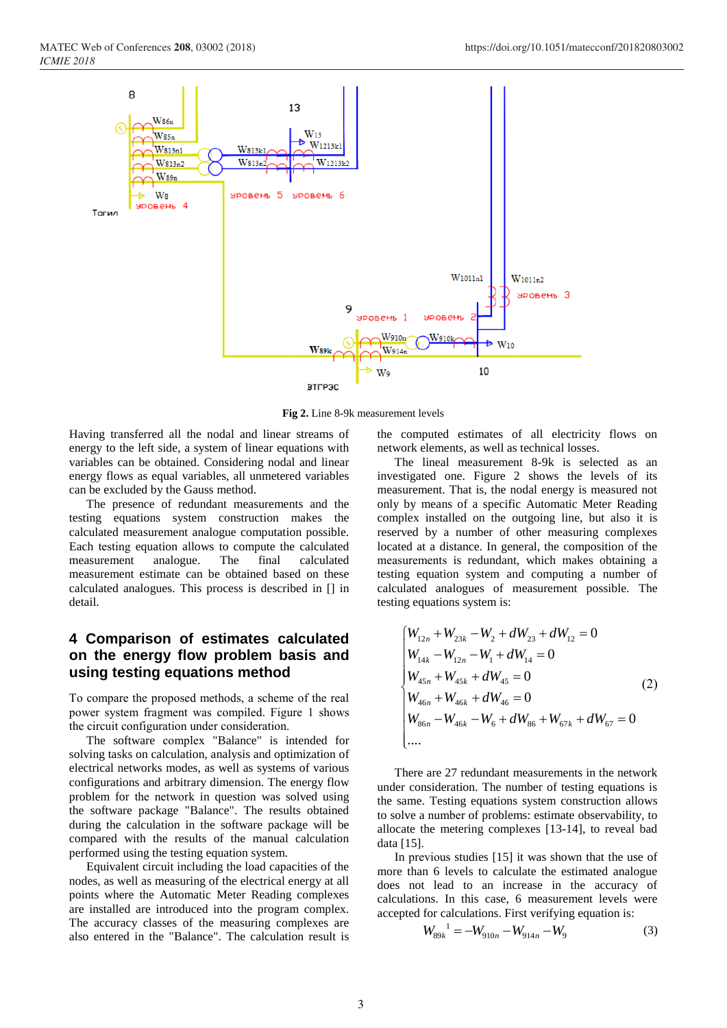Fig 2. Line 8-9k measurement levels

Having transferred all the nodal and linear streams of energy to the left side, a system of linear equations with variables can be obtained. Considering nodal and linear energy flows as equal variables, all unmetered variables can be excluded by the Gauss method.

The presence of redundant measurements and the testing equations system construction makes the calculated measurement analogue computation possible. Each testing equation allows to compute the calculated measurement analogue. The final calculated measurement estimate can be obtained based on these calculated analogues. This process is described in [] in detail.

## 4 Comparison of estimates calculated on the energy flow problem basis and using testing equations method

To compare the proposed methods, a scheme of the real power system fragment was compiled. Figure 1 shows the circuit configuration under consideration.

The software complex "Balance" is intended for solving tasks on calculation, analysis and optimization of electrical networks modes, as well as systems of various configurations and arbitrary dimension. The energy flow problem for the network in question was solved using the software package "Balance". The results obtained during the calculation in the software package will be compared with the results of the manual calculation performed using the testing equation system.

Equivalent circuit including the load capacities of the nodes, as well as measuring of the electrical energy at all points where the Automatic Meter Reading complexes are installed are introduced into the program complex. The accuracy classes of the measuring complexes are also entered in the "Balance". The calculation result is the computed estimates of all electricity flows on network elements, as well as technical losses.

The lineal measurement 8-9k is selected as an investigated one. Figure 2 shows the levels of its measurement. That is, the nodal energy is measured not only by means of a specific Automatic Meter Reading complex installed on the outgoing line, but also it is reserved by a number of other measuring complexes located at a distance. In general, the composition of the measurements is redundant, which makes obtaining a testing equation system and computing a number of calculated analogues of measurement possible. The testing equations system is:

$$\begin{cases} W_{12n} + W_{23k} - W_2 + dW_{23} + dW_{12} = 0 \\ W_{14k} - W_{12n} - W_1 + dW_{14} = 0 \\ W_{45n} + W_{45k} + dW_{45} = 0 \\ W_{46n} + W_{46k} + dW_{46} = 0 \\ W_{86n} - W_{46k} - W_6 + dW_{86} + W_{67k} + dW_{67} = 0 \\ \dots \end{cases} \tag{2}$$

There are 27 redundant measurements in the network under consideration. The number of testing equations is the same. Testing equations system construction allows to solve a number of problems: estimate observability, to allocate the metering complexes [13-14], to reveal bad data [15].

In previous studies [15] it was shown that the use of more than 6 levels to calculate the estimated analogue does not lead to an increase in the accuracy of calculations. In this case, 6 measurement levels were accepted for calculations. First verifying equation is:

$$W_{89k}^{\ 1} = -W_{910n} - W_{914n} - W_9 \tag{3}$$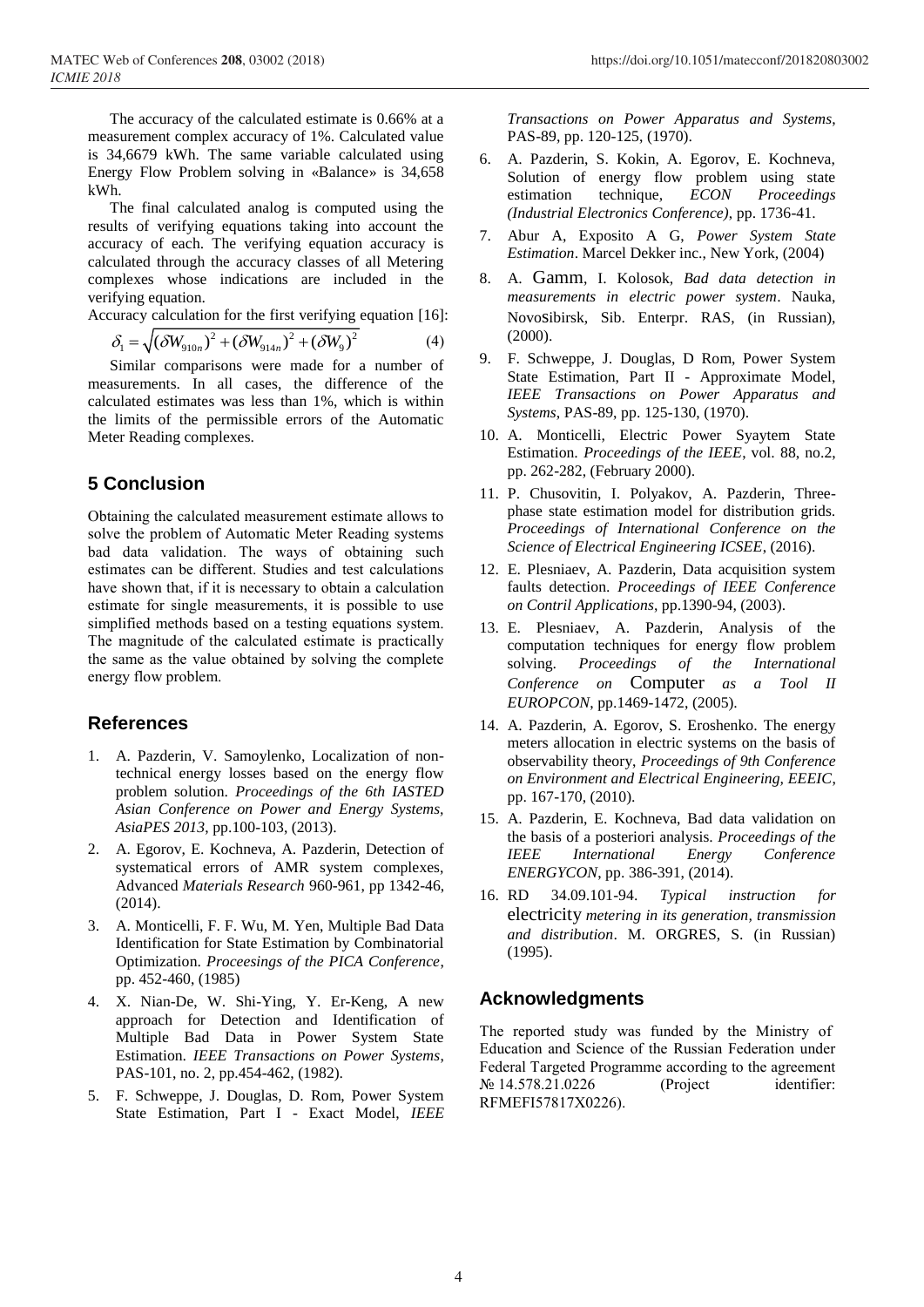The accuracy of the calculated estimate is 0.66% at a measurement complex accuracy of 1%. Calculated value is 34,6679 kWh. The same variable calculated using Energy Flow Problem solving in «Balance» is 34,658 kWh.

The final calculated analog is computed using the results of verifying equations taking into account the accuracy of each. The verifying equation accuracy is calculated through the accuracy classes of all Metering complexes whose indications are included in the verifying equation.

Accuracy calculation for the first verifying equation [16]:

$$\delta_1 = \sqrt{(\delta W_{910n})^2 + (\delta W_{914n})^2 + (\delta W_9)^2} \quad (4)$$

Similar comparisons were made for a number of measurements. In all cases, the difference of the calculated estimates was less than 1%, which is within the limits of the permissible errors of the Automatic Meter Reading complexes.

## 5 Conclusion

Obtaining the calculated measurement estimate allows to solve the problem of Automatic Meter Reading systems bad data validation. The ways of obtaining such estimates can be different. Studies and test calculations have shown that, if it is necessary to obtain a calculation estimate for single measurements, it is possible to use simplified methods based on a testing equations system. The magnitude of the calculated estimate is practically the same as the value obtained by solving the complete energy flow problem.

## References

1. A. Pazderin, V. Samoylenko, Localization of non-technical energy losses based on the energy flow problem solution. *Proceedings of the 6th IASTED Asian Conference on Power and Energy Systems, AsiaPES 2013*, pp.100-103, (2013).
2. A. Egorov, E. Kochneva, A. Pazderin, Detection of systematical errors of AMR system complexes, Advanced *Materials Research* 960-961, pp 1342-46, (2014).
3. A. Monticelli, F. F. Wu, M. Yen, Multiple Bad Data Identification for State Estimation by Combinatorial Optimization. *Proceesings of the PICA Conference*, pp. 452-460, (1985)
4. X. Nian-De, W. Shi-Ying, Y. Er-Keng, A new approach for Detection and Identification of Multiple Bad Data in Power System State Estimation. *IEEE Transactions on Power Systems*, PAS-101, no. 2, pp.454-462, (1982).
5. F. Schweppe, J. Douglas, D. Rom, Power System State Estimation, Part I - Exact Model, *IEEE Transactions on Power Apparatus and Systems*, PAS-89, pp. 120-125, (1970).
6. A. Pazderin, S. Kokin, A. Egorov, E. Kochneva, Solution of energy flow problem using state estimation technique, *ECON Proceedings (Industrial Electronics Conference)*, pp. 1736-41.
7. Abur A, Exposito A G, *Power System State Estimation*. Marcel Dekker inc., New York, (2004)
8. A. Gamm, I. Kolosok, *Bad data detection in measurements in electric power system*. Nauka, Novosibirsk, Sib. Enterpr. RAS, (in Russian), (2000).
9. F. Schweppe, J. Douglas, D Rom, Power System State Estimation, Part II - Approximate Model, *IEEE Transactions on Power Apparatus and Systems*, PAS-89, pp. 125-130, (1970).
10. A. Monticelli, Electric Power Syaytem State Estimation. *Proceedings of the IEEE*, vol. 88, no.2, pp. 262-282, (February 2000).
11. P. Chusovitin, I. Polyakov, A. Pazderin, Three-phase state estimation model for distribution grids. *Proceedings of International Conference on the Science of Electrical Engineering ICSEE*, (2016).
12. E. Plesniaev, A. Pazderin, Data acquisition system faults detection. *Proceedings of IEEE Conference on Contril Applications*, pp.1390-94, (2003).
13. E. Plesniaev, A. Pazderin, Analysis of the computation techniques for energy flow problem solving. *Proceedings of the International Conference on* Computer *as a Tool II EUROPCON*, pp.1469-1472, (2005).
14. A. Pazderin, A. Egorov, S. Eroshenko. The energy meters allocation in electric systems on the basis of observability theory, *Proceedings of 9th Conference on Environment and Electrical Engineering, EEEIC*, pp. 167-170, (2010).
15. A. Pazderin, E. Kochneva, Bad data validation on the basis of a posteriori analysis. *Proceedings of the IEEE International Energy Conference ENERGYCON*, pp. 386-391, (2014).
16. RD 34.09.101-94. *Typical instruction for* electricity *metering in its generation, transmission and distribution*. M. ORGRES, S. (in Russian) (1995).

## Acknowledgments

The reported study was funded by the Ministry of Education and Science of the Russian Federation under Federal Targeted Programme according to the agreement № 14.578.21.0226 (Project identifier: RFMEFI57817X0226).